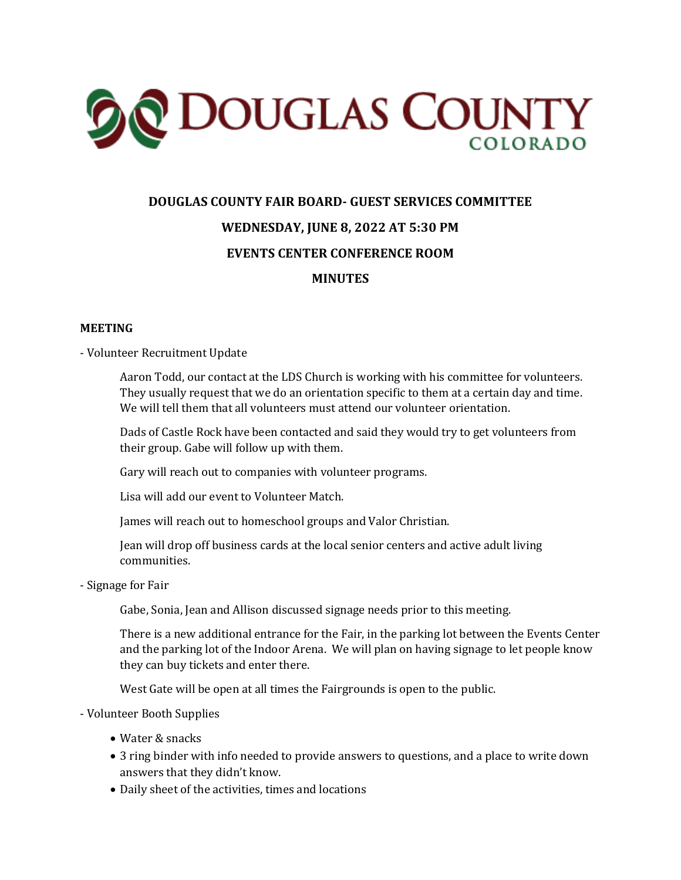DOUGLAS COUNTY
COLORADO

# DOUGLAS COUNTY FAIR BOARD- GUEST SERVICES COMMITTEE

## WEDNESDAY, JUNE 8, 2022 AT 5:30 PM

## EVENTS CENTER CONFERENCE ROOM

## MINUTES

**MEETING**

- Volunteer Recruitment Update

Aaron Todd, our contact at the LDS Church is working with his committee for volunteers. They usually request that we do an orientation specific to them at a certain day and time. We will tell them that all volunteers must attend our volunteer orientation.

Dads of Castle Rock have been contacted and said they would try to get volunteers from their group. Gabe will follow up with them.

Gary will reach out to companies with volunteer programs.

Lisa will add our event to Volunteer Match.

James will reach out to homeschool groups and Valor Christian.

Jean will drop off business cards at the local senior centers and active adult living communities.

- Signage for Fair

Gabe, Sonia, Jean and Allison discussed signage needs prior to this meeting.

There is a new additional entrance for the Fair, in the parking lot between the Events Center and the parking lot of the Indoor Arena. We will plan on having signage to let people know they can buy tickets and enter there.

West Gate will be open at all times the Fairgrounds is open to the public.

- Volunteer Booth Supplies

- Water & snacks
- 3 ring binder with info needed to provide answers to questions, and a place to write down answers that they didn't know.
- Daily sheet of the activities, times and locations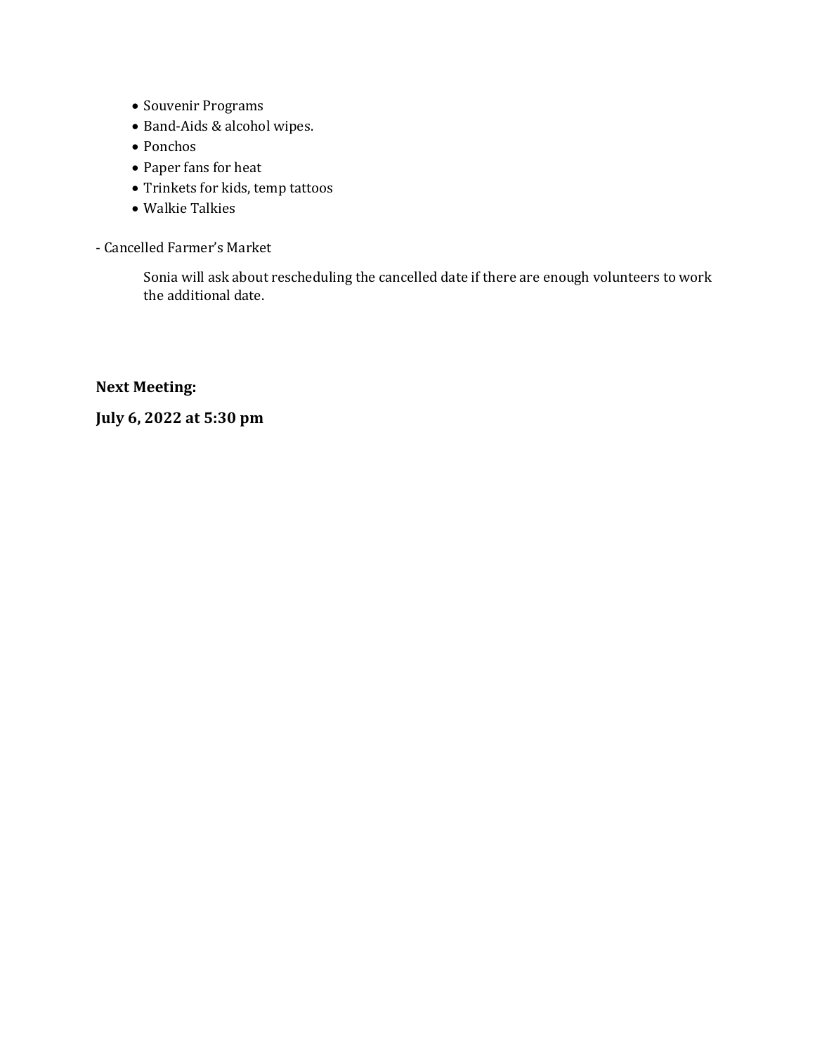- Souvenir Programs
- Band-Aids & alcohol wipes.
- Ponchos
- Paper fans for heat
- Trinkets for kids, temp tattoos
- Walkie Talkies

- Cancelled Farmer's Market

  Sonia will ask about rescheduling the cancelled date if there are enough volunteers to work the additional date.

**Next Meeting:**

**July 6, 2022 at 5:30 pm**